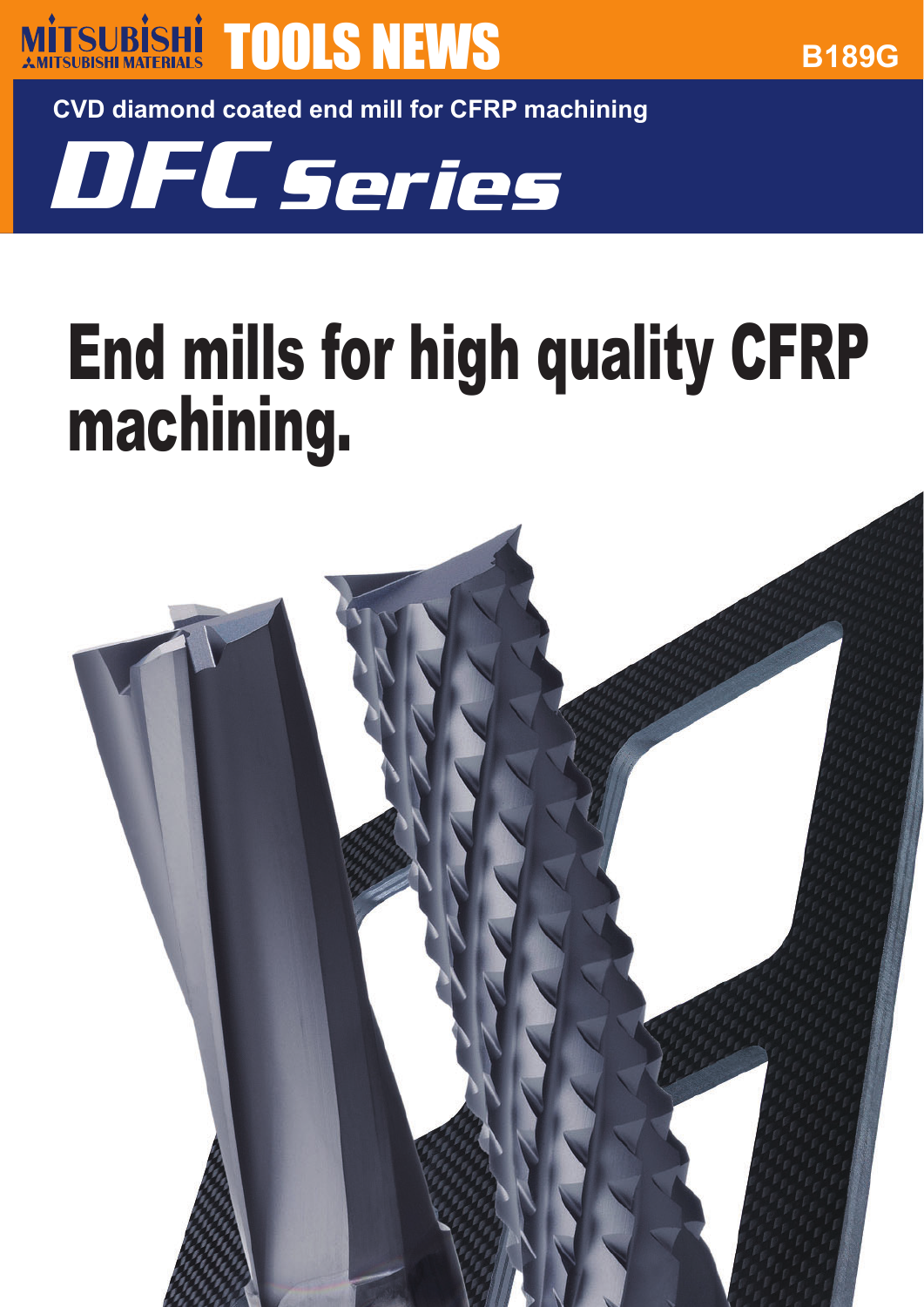MITSUBISHI MITSUBISHI MATERIALS **TOOLS NEWS** B189G

**CVD diamond coated end mill for CFRP machining**

# DFC Series

# End mills for high quality CFRP machining.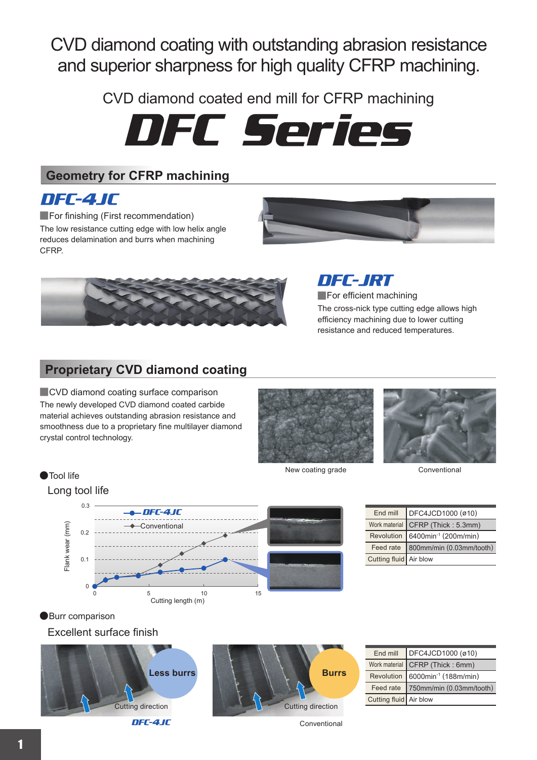# CVD diamond coating with outstanding abrasion resistance and superior sharpness for high quality CFRP machining.

CVD diamond coated end mill for CFRP machining

# DFC Series

## Geometry for CFRP machining

### DFC-4JC

■For finishing (First recommendation)

The low resistance cutting edge with low helix angle reduces delamination and burrs when machining CFRP.

### DFC-JRT

■For efficient machining

The cross-nick type cutting edge allows high efficiency machining due to lower cutting resistance and reduced temperatures.

## Proprietary CVD diamond coating

■CVD diamond coating surface comparison

The newly developed CVD diamond coated carbide material achieves outstanding abrasion resistance and smoothness due to a proprietary fine multilayer diamond crystal control technology.

New coating grade

Conventional

●Tool life

Long tool life

Flank wear (mm) vs. Cutting length (m): DFC-4JC, Conventional

| End mill | DFC4JCD1000 (ø10) |
|---|---|
| Work material | CFRP (Thick : 5.3mm) |
| Revolution | 6400min$^{-1}$ (200m/min) |
| Feed rate | 800mm/min (0.03mm/tooth) |
| Cutting fluid | Air blow |

●Burr comparison

Excellent surface finish

Less burrs — Cutting direction — DFC-4JC

Burrs — Cutting direction — Conventional

| End mill | DFC4JCD1000 (ø10) |
|---|---|
| Work material | CFRP (Thick : 6mm) |
| Revolution | 6000min$^{-1}$ (188m/min) |
| Feed rate | 750mm/min (0.03mm/tooth) |
| Cutting fluid | Air blow |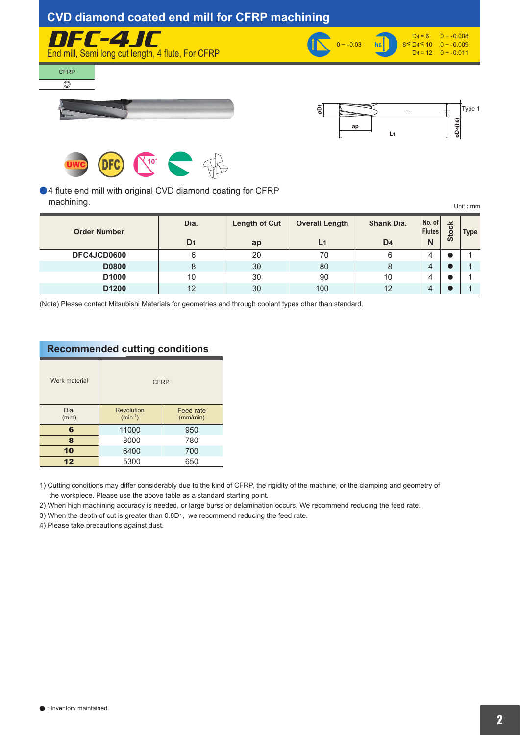# CVD diamond coated end mill for CFRP machining

## DFC-4JC

End mill, Semi long cut length, 4 flute, For CFRP

0 – -0.03

h6: $D_4 = 6$ 0 – -0.008; $8 \le D_4 \le 10$ 0 – -0.009; $D_4 = 12$ 0 – -0.011

| CFRP |
|---|
| ◎ |

Type 1

●4 flute end mill with original CVD diamond coating for CFRP machining.

Unit : mm

| Order Number | Dia. $D_1$ | Length of Cut ap | Overall Length $L_1$ | Shank Dia. $D_4$ | No. of Flutes N | Stock | Type |
|---|---|---|---|---|---|---|---|
| DFC4JCD0600 | 6 | 20 | 70 | 6 | 4 | ● | 1 |
| D0800 | 8 | 30 | 80 | 8 | 4 | ● | 1 |
| D1000 | 10 | 30 | 90 | 10 | 4 | ● | 1 |
| D1200 | 12 | 30 | 100 | 12 | 4 | ● | 1 |

(Note) Please contact Mitsubishi Materials for geometries and through coolant types other than standard.

### Recommended cutting conditions

| Work material | CFRP | |
|---|---|---|
| Dia. (mm) | Revolution ($min^{-1}$) | Feed rate (mm/min) |
| 6 | 11000 | 950 |
| 8 | 8000 | 780 |
| 10 | 6400 | 700 |
| 12 | 5300 | 650 |

1) Cutting conditions may differ considerably due to the kind of CFRP, the rigidity of the machine, or the clamping and geometry of the workpiece. Please use the above table as a standard starting point.
2) When high machining accuracy is needed, or large burss or delamination occurs. We recommend reducing the feed rate.
3) When the depth of cut is greater than $0.8D_1$, we recommend reducing the feed rate.
4) Please take precautions against dust.

● : Inventory maintained.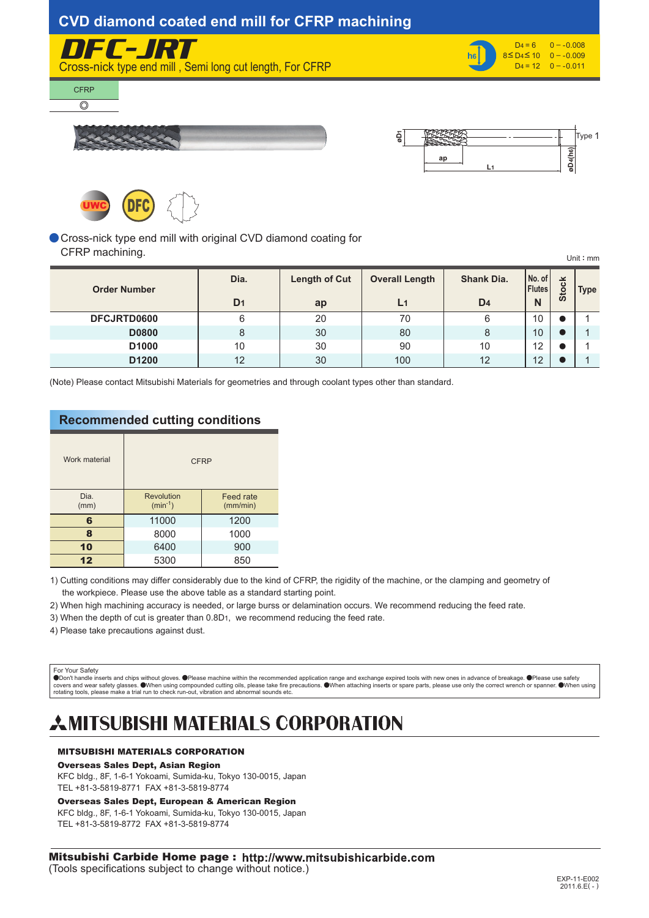# CVD diamond coated end mill for CFRP machining

## DFC-JRT

Cross-nick type end mill , Semi long cut length, For CFRP

h6

| | |
|---|---|
| $D_4$ = 6 | 0 – -0.008 |
| 8≤ $D_4$ ≤ 10 | 0 – -0.009 |
| $D_4$ = 12 | 0 – -0.011 |

| CFRP |
|---|
| ◎ |

øD1

ap

L1

øD4(h6)

Type 1

UWC DFC

● Cross-nick type end mill with original CVD diamond coating for CFRP machining.

Unit：mm

| Order Number | Dia. $D_1$ | Length of Cut ap | Overall Length $L_1$ | Shank Dia. $D_4$ | No. of Flutes N | Stock | Type |
|---|---|---|---|---|---|---|---|
| DFCJRTD0600 | 6 | 20 | 70 | 6 | 10 | ● | 1 |
| D0800 | 8 | 30 | 80 | 8 | 10 | ● | 1 |
| D1000 | 10 | 30 | 90 | 10 | 12 | ● | 1 |
| D1200 | 12 | 30 | 100 | 12 | 12 | ● | 1 |

(Note) Please contact Mitsubishi Materials for geometries and through coolant types other than standard.

## Recommended cutting conditions

| Work material | CFRP | |
|---|---|---|
| Dia. (mm) | Revolution ($min^{-1}$) | Feed rate (mm/min) |
| **6** | 11000 | 1200 |
| **8** | 8000 | 1000 |
| **10** | 6400 | 900 |
| **12** | 5300 | 850 |

1) Cutting conditions may differ considerably due to the kind of CFRP, the rigidity of the machine, or the clamping and geometry of the workpiece. Please use the above table as a standard starting point.
2) When high machining accuracy is needed, or large burss or delamination occurs. We recommend reducing the feed rate.
3) When the depth of cut is greater than 0.8$D_1$, we recommend reducing the feed rate.
4) Please take precautions against dust.

For Your Safety
●Don't handle inserts and chips without gloves. ●Please machine within the recommended application range and exchange expired tools with new ones in advance of breakage. ●Please use safety covers and wear safety glasses. ●When using compounded cutting oils, please take fire precautions. ●When attaching inserts or spare parts, please use only the correct wrench or spanner. ●When using rotating tools, please make a trial run to check run-out, vibration and abnormal sounds etc.

# MITSUBISHI MATERIALS CORPORATION

**MITSUBISHI MATERIALS CORPORATION**

**Overseas Sales Dept, Asian Region**
KFC bldg., 8F, 1-6-1 Yokoami, Sumida-ku, Tokyo 130-0015, Japan
TEL +81-3-5819-8771 FAX +81-3-5819-8774

**Overseas Sales Dept, European & American Region**
KFC bldg., 8F, 1-6-1 Yokoami, Sumida-ku, Tokyo 130-0015, Japan
TEL +81-3-5819-8772 FAX +81-3-5819-8774

**Mitsubishi Carbide Home page : http://www.mitsubishicarbide.com**
(Tools specifications subject to change without notice.)

EXP-11-E002
2011.6.E( - )